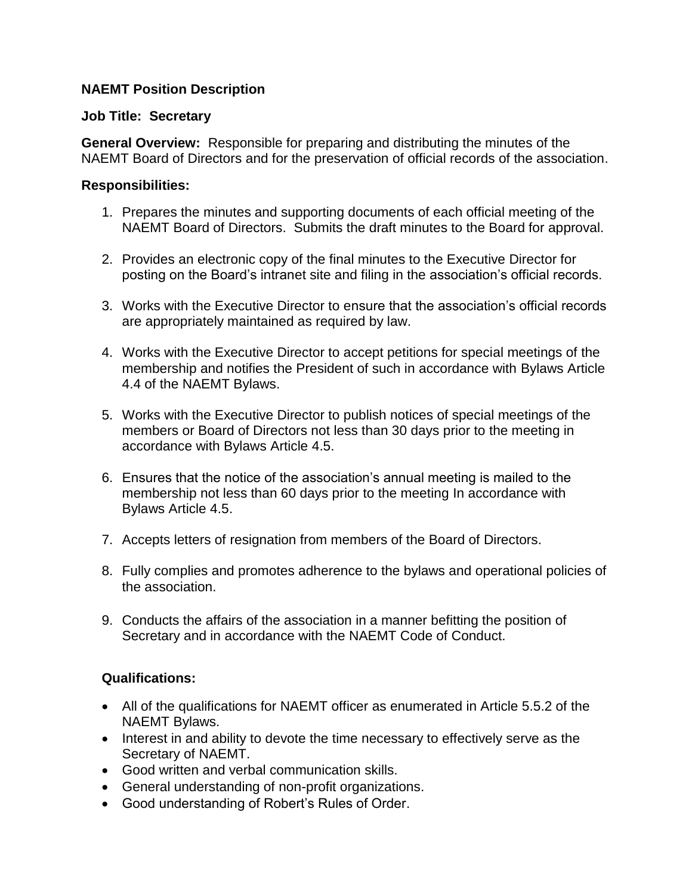**NAEMT Position Description**

**Job Title: Secretary**

**General Overview:** Responsible for preparing and distributing the minutes of the NAEMT Board of Directors and for the preservation of official records of the association.

**Responsibilities:**

1. Prepares the minutes and supporting documents of each official meeting of the NAEMT Board of Directors. Submits the draft minutes to the Board for approval.

2. Provides an electronic copy of the final minutes to the Executive Director for posting on the Board's intranet site and filing in the association's official records.

3. Works with the Executive Director to ensure that the association's official records are appropriately maintained as required by law.

4. Works with the Executive Director to accept petitions for special meetings of the membership and notifies the President of such in accordance with Bylaws Article 4.4 of the NAEMT Bylaws.

5. Works with the Executive Director to publish notices of special meetings of the members or Board of Directors not less than 30 days prior to the meeting in accordance with Bylaws Article 4.5.

6. Ensures that the notice of the association's annual meeting is mailed to the membership not less than 60 days prior to the meeting In accordance with Bylaws Article 4.5.

7. Accepts letters of resignation from members of the Board of Directors.

8. Fully complies and promotes adherence to the bylaws and operational policies of the association.

9. Conducts the affairs of the association in a manner befitting the position of Secretary and in accordance with the NAEMT Code of Conduct.

**Qualifications:**

- All of the qualifications for NAEMT officer as enumerated in Article 5.5.2 of the NAEMT Bylaws.
- Interest in and ability to devote the time necessary to effectively serve as the Secretary of NAEMT.
- Good written and verbal communication skills.
- General understanding of non-profit organizations.
- Good understanding of Robert's Rules of Order.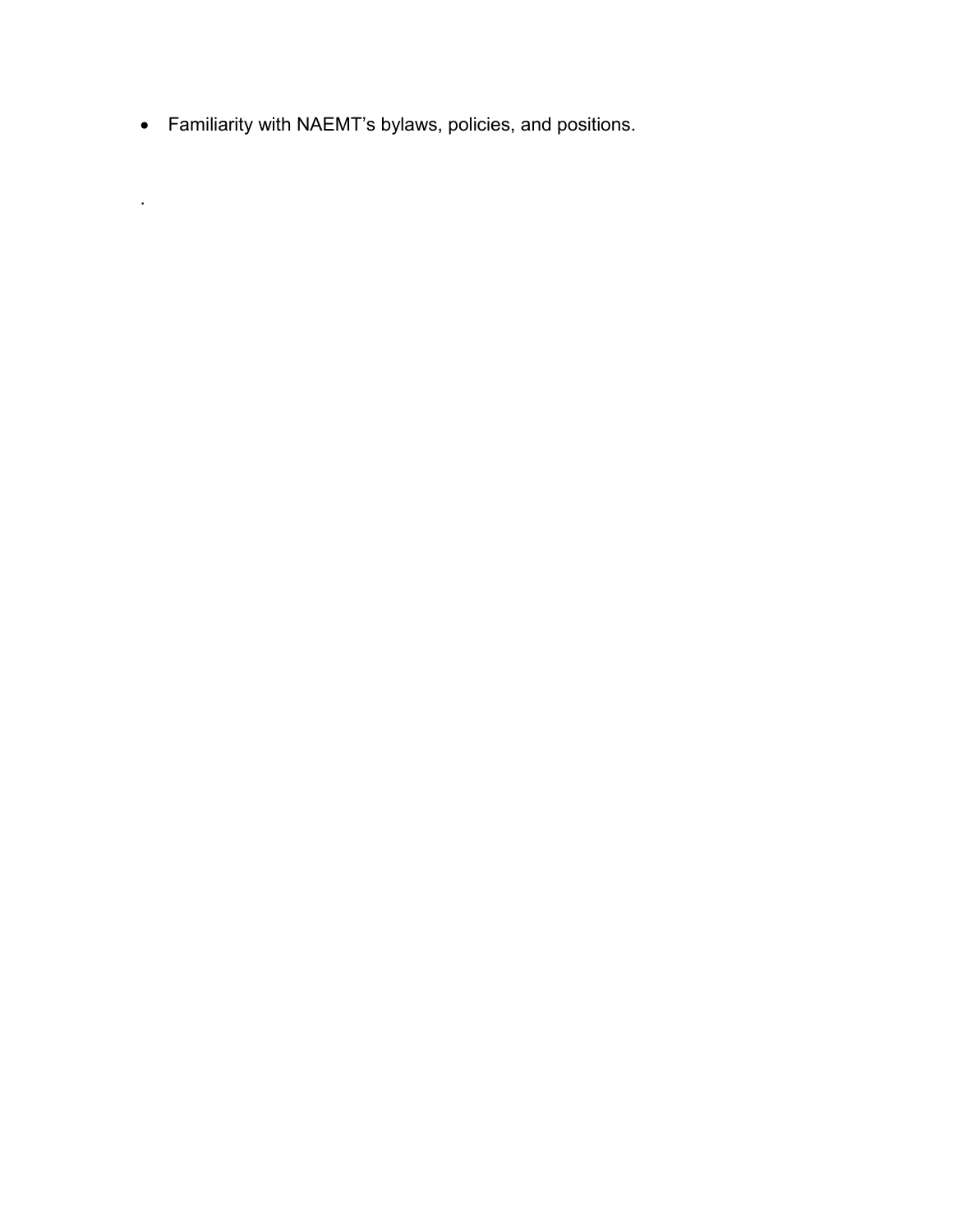- Familiarity with NAEMT’s bylaws, policies, and positions.

.